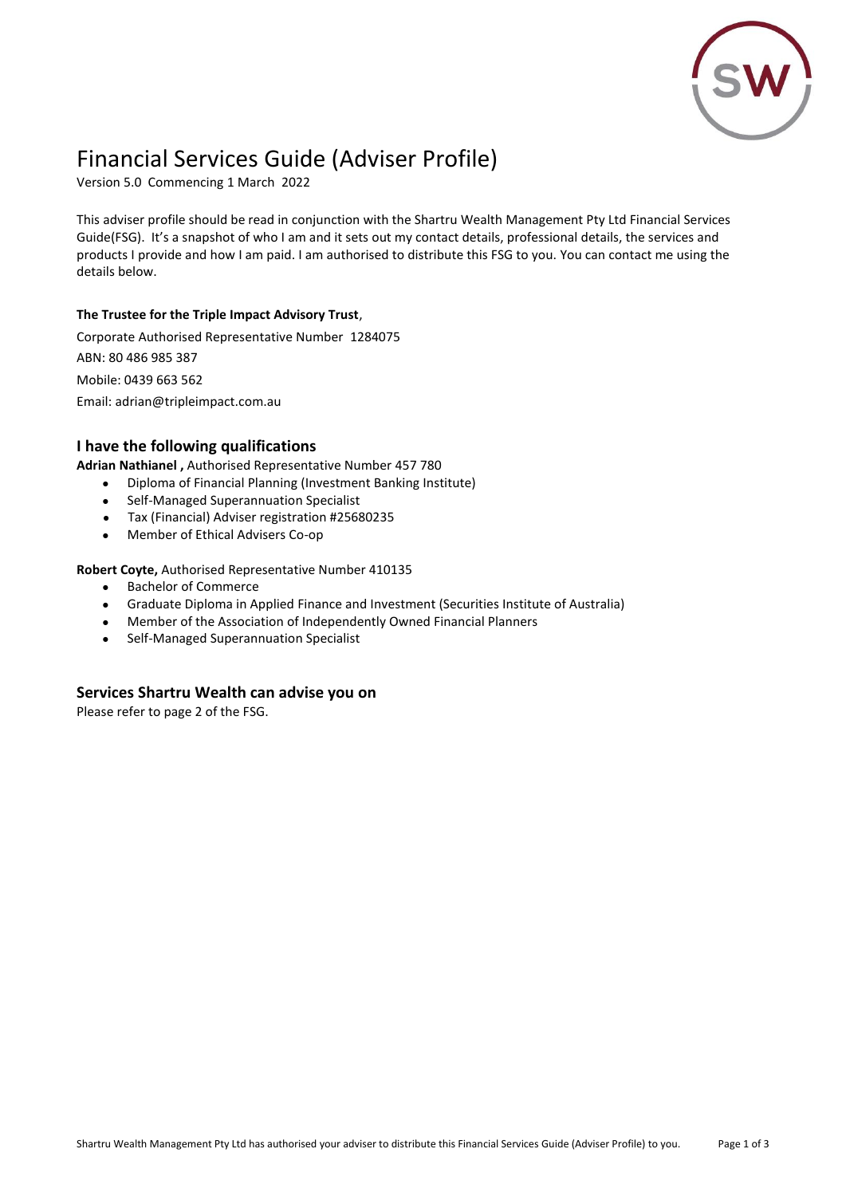# Financial Services Guide (Adviser Profile)

Version 5.0 Commencing 1 March 2022

This adviser profile should be read in conjunction with the Shartru Wealth Management Pty Ltd Financial Services Guide(FSG). It's a snapshot of who I am and it sets out my contact details, professional details, the services and products I provide and how I am paid. I am authorised to distribute this FSG to you. You can contact me using the details below.

**The Trustee for the Triple Impact Advisory Trust**,

Corporate Authorised Representative Number 1284075

ABN: 80 486 985 387

Mobile: 0439 663 562

Email: adrian@tripleimpact.com.au

## I have the following qualifications

**Adrian Nathianel ,** Authorised Representative Number 457 780

- Diploma of Financial Planning (Investment Banking Institute)
- Self-Managed Superannuation Specialist
- Tax (Financial) Adviser registration #25680235
- Member of Ethical Advisers Co-op

**Robert Coyte,** Authorised Representative Number 410135

- Bachelor of Commerce
- Graduate Diploma in Applied Finance and Investment (Securities Institute of Australia)
- Member of the Association of Independently Owned Financial Planners
- Self-Managed Superannuation Specialist

## Services Shartru Wealth can advise you on

Please refer to page 2 of the FSG.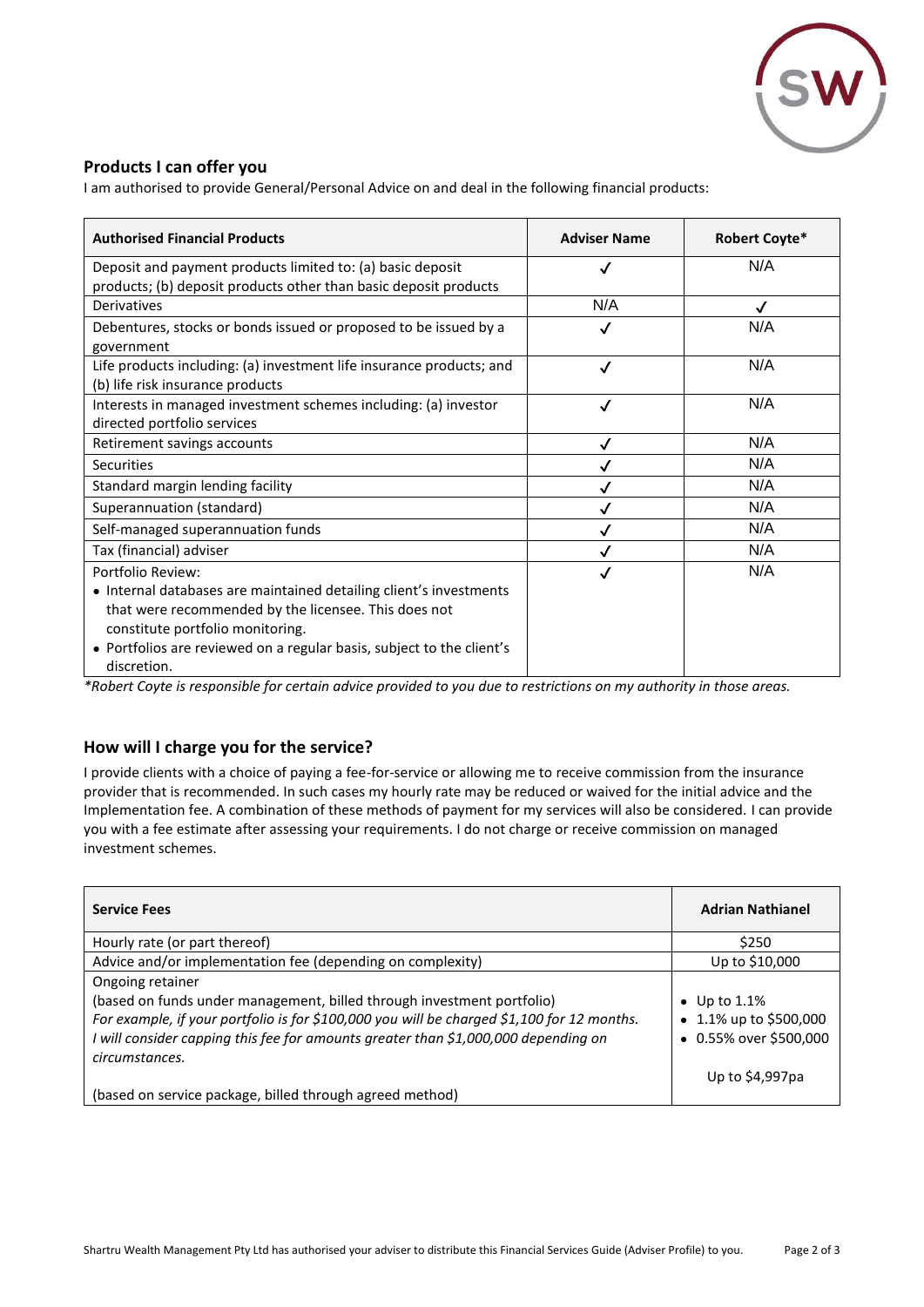## Products I can offer you

I am authorised to provide General/Personal Advice on and deal in the following financial products:

| Authorised Financial Products | Adviser Name | Robert Coyte* |
|---|---|---|
| Deposit and payment products limited to: (a) basic deposit products; (b) deposit products other than basic deposit products | ✓ | N/A |
| Derivatives | N/A | ✓ |
| Debentures, stocks or bonds issued or proposed to be issued by a government | ✓ | N/A |
| Life products including: (a) investment life insurance products; and (b) life risk insurance products | ✓ | N/A |
| Interests in managed investment schemes including: (a) investor directed portfolio services | ✓ | N/A |
| Retirement savings accounts | ✓ | N/A |
| Securities | ✓ | N/A |
| Standard margin lending facility | ✓ | N/A |
| Superannuation (standard) | ✓ | N/A |
| Self-managed superannuation funds | ✓ | N/A |
| Tax (financial) adviser | ✓ | N/A |
| Portfolio Review: • Internal databases are maintained detailing client's investments that were recommended by the licensee. This does not constitute portfolio monitoring. • Portfolios are reviewed on a regular basis, subject to the client's discretion. | ✓ | N/A |

*\*Robert Coyte is responsible for certain advice provided to you due to restrictions on my authority in those areas.*

## How will I charge you for the service?

I provide clients with a choice of paying a fee-for-service or allowing me to receive commission from the insurance provider that is recommended. In such cases my hourly rate may be reduced or waived for the initial advice and the Implementation fee. A combination of these methods of payment for my services will also be considered. I can provide you with a fee estimate after assessing your requirements. I do not charge or receive commission on managed investment schemes.

| Service Fees | Adrian Nathianel |
|---|---|
| Hourly rate (or part thereof) | $250 |
| Advice and/or implementation fee (depending on complexity) | Up to $10,000 |
| Ongoing retainer<br>(based on funds under management, billed through investment portfolio)<br>*For example, if your portfolio is for $100,000 you will be charged $1,100 for 12 months.*<br>*I will consider capping this fee for amounts greater than $1,000,000 depending on circumstances.* | • Up to 1.1%<br>• 1.1% up to $500,000<br>• 0.55% over $500,000 |
| (based on service package, billed through agreed method) | Up to $4,997pa |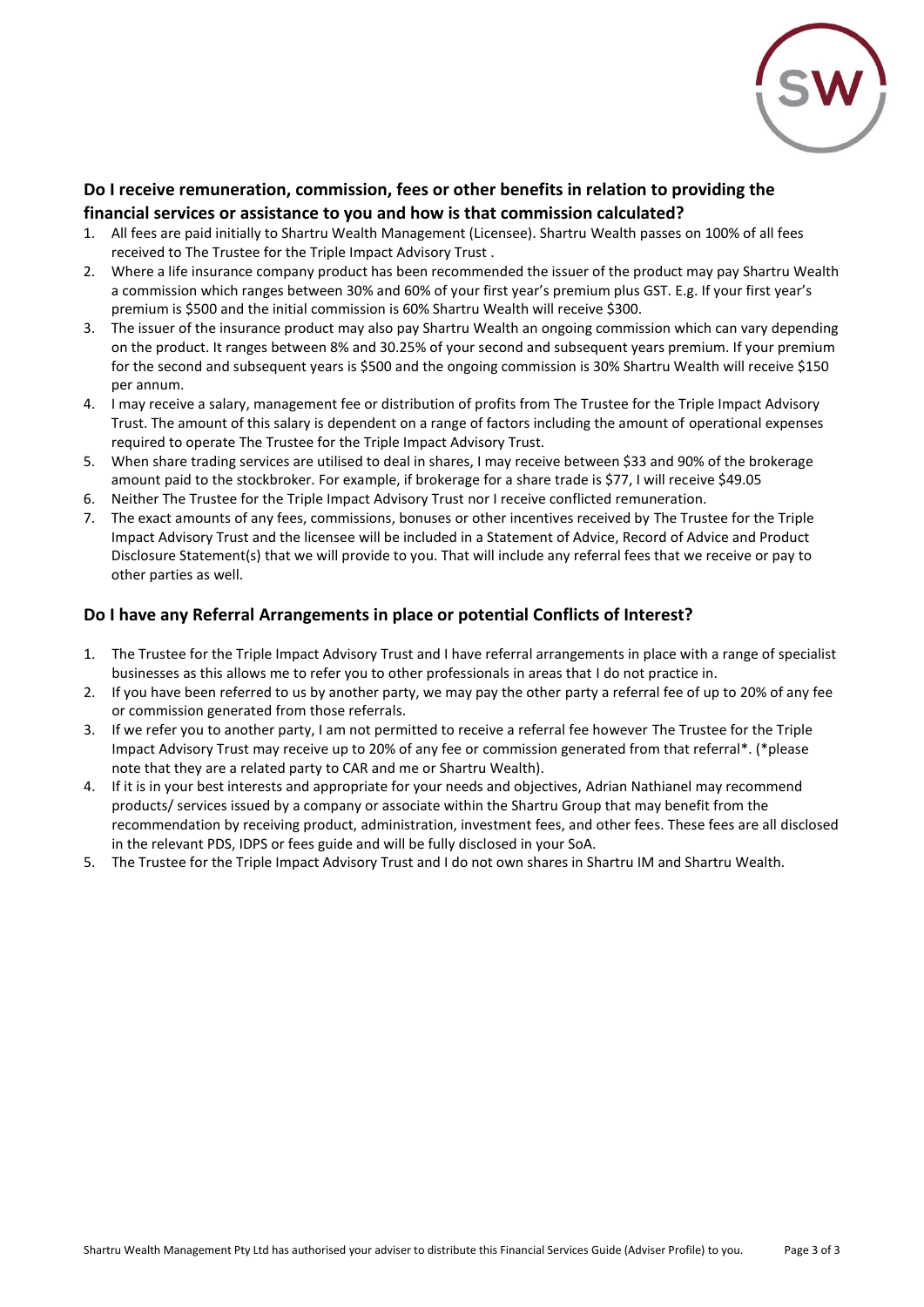## Do I receive remuneration, commission, fees or other benefits in relation to providing the financial services or assistance to you and how is that commission calculated?

1. All fees are paid initially to Shartru Wealth Management (Licensee). Shartru Wealth passes on 100% of all fees received to The Trustee for the Triple Impact Advisory Trust .
2. Where a life insurance company product has been recommended the issuer of the product may pay Shartru Wealth a commission which ranges between 30% and 60% of your first year's premium plus GST. E.g. If your first year's premium is $500 and the initial commission is 60% Shartru Wealth will receive $300.
3. The issuer of the insurance product may also pay Shartru Wealth an ongoing commission which can vary depending on the product. It ranges between 8% and 30.25% of your second and subsequent years premium. If your premium for the second and subsequent years is $500 and the ongoing commission is 30% Shartru Wealth will receive $150 per annum.
4. I may receive a salary, management fee or distribution of profits from The Trustee for the Triple Impact Advisory Trust. The amount of this salary is dependent on a range of factors including the amount of operational expenses required to operate The Trustee for the Triple Impact Advisory Trust.
5. When share trading services are utilised to deal in shares, I may receive between $33 and 90% of the brokerage amount paid to the stockbroker. For example, if brokerage for a share trade is $77, I will receive $49.05
6. Neither The Trustee for the Triple Impact Advisory Trust nor I receive conflicted remuneration.
7. The exact amounts of any fees, commissions, bonuses or other incentives received by The Trustee for the Triple Impact Advisory Trust and the licensee will be included in a Statement of Advice, Record of Advice and Product Disclosure Statement(s) that we will provide to you. That will include any referral fees that we receive or pay to other parties as well.

## Do I have any Referral Arrangements in place or potential Conflicts of Interest?

1. The Trustee for the Triple Impact Advisory Trust and I have referral arrangements in place with a range of specialist businesses as this allows me to refer you to other professionals in areas that I do not practice in.
2. If you have been referred to us by another party, we may pay the other party a referral fee of up to 20% of any fee or commission generated from those referrals.
3. If we refer you to another party, I am not permitted to receive a referral fee however The Trustee for the Triple Impact Advisory Trust may receive up to 20% of any fee or commission generated from that referral*. (*please note that they are a related party to CAR and me or Shartru Wealth).
4. If it is in your best interests and appropriate for your needs and objectives, Adrian Nathianel may recommend products/ services issued by a company or associate within the Shartru Group that may benefit from the recommendation by receiving product, administration, investment fees, and other fees. These fees are all disclosed in the relevant PDS, IDPS or fees guide and will be fully disclosed in your SoA.
5. The Trustee for the Triple Impact Advisory Trust and I do not own shares in Shartru IM and Shartru Wealth.

Shartru Wealth Management Pty Ltd has authorised your adviser to distribute this Financial Services Guide (Adviser Profile) to you.